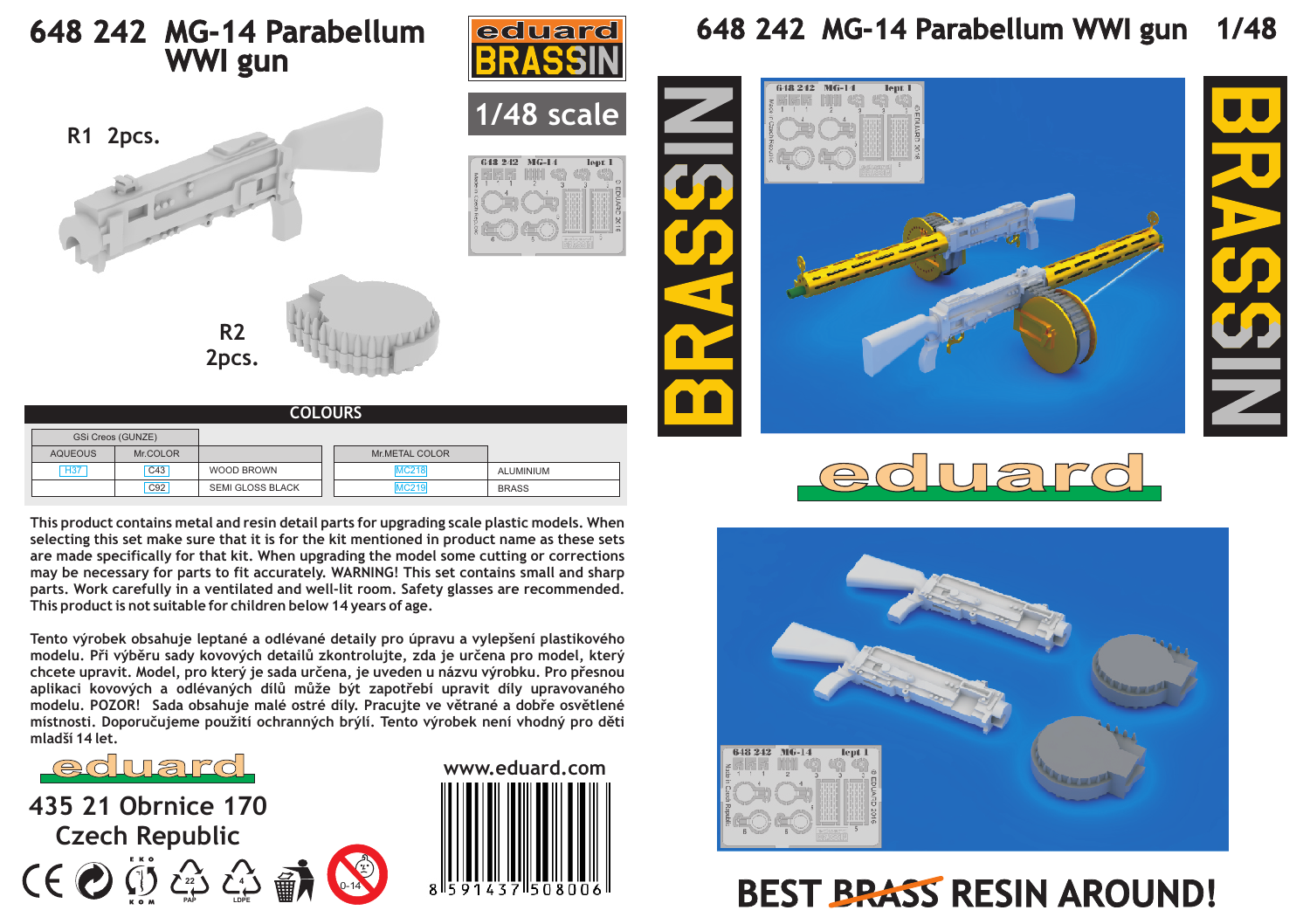# 648 242 MG-14 Parabellum WWI gun

eduard BRASSIN

1/48 scale

R1 2pcs.

R2 2pcs.

## COLOURS

| GSi Creos (GUNZE) | | | | Mr.METAL COLOR | |
|---|---|---|---|---|---|
| AQUEOUS | Mr.COLOR | | | | |
| H37 | C43 | WOOD BROWN | | MC218 | ALUMINIUM |
| | C92 | SEMI GLOSS BLACK | | MC219 | BRASS |

This product contains metal and resin detail parts for upgrading scale plastic models. When selecting this set make sure that it is for the kit mentioned in product name as these sets are made specifically for that kit. When upgrading the model some cutting or corrections may be necessary for parts to fit accurately. WARNING! This set contains small and sharp parts. Work carefully in a ventilated and well-lit room. Safety glasses are recommended. This product is not suitable for children below 14 years of age.

Tento výrobek obsahuje leptané a odlévané detaily pro úpravu a vylepšení plastikového modelu. Při výběru sady kovových detailů zkontrolujte, zda je určena pro model, který chcete upravit. Model, pro který je sada určena, je uveden u názvu výrobku. Pro přesnou aplikaci kovových a odlévaných dílů může být zapotřebí upravit díly upravovaného modelu. POZOR! Sada obsahuje malé ostré díly. Pracujte ve větrané a dobře osvětlené místnosti. Doporučujeme použití ochranných brýlí. Tento výrobek není vhodný pro děti mladší 14 let.

eduard

435 21 Obrnice 170
Czech Republic

www.eduard.com

8 591437 508006

# 648 242 MG-14 Parabellum WWI gun 1/48

BRASSIN

eduard

BEST ~~BRASS~~ RESIN AROUND!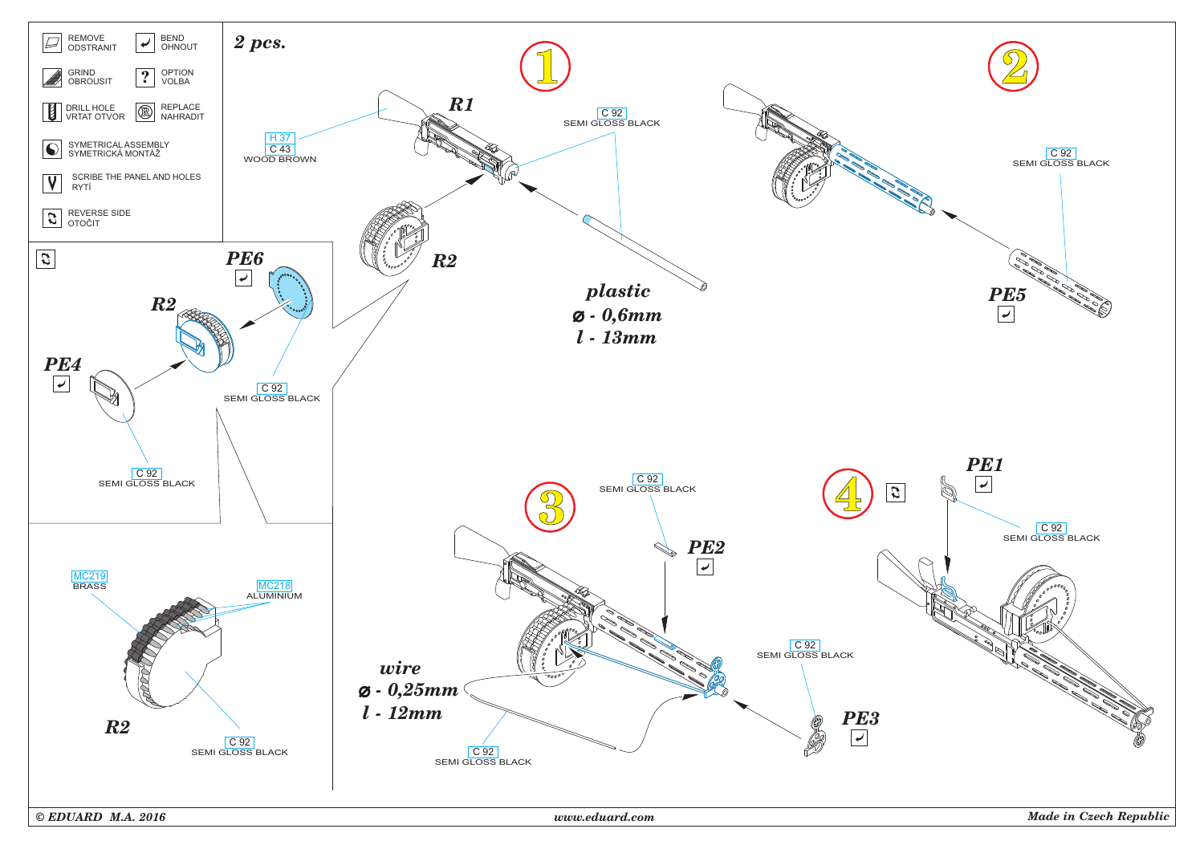| | | | |
|---|---|---|---|
| REMOVE ODSTRANIT | | BEND OHNOUT | |
| GRIND OBROUSIT | | OPTION VOLBA | |
| DRILL HOLE VRTAT OTVOR | | REPLACE NAHRADIT | |
| SYMETRICAL ASSEMBLY SYMETRICKÁ MONTÁŽ | | | |
| SCRIBE THE PANEL AND HOLES RYTÍ | | | |
| REVERSE SIDE OTOČIT | | | |

***2 pcs.***

PE6

R2

PE4

C 92
SEMI GLOSS BLACK

C 92
SEMI GLOSS BLACK

MC219
BRASS

MC218
ALUMINIUM

R2

C 92
SEMI GLOSS BLACK

1

R1

H 37
C 43
WOOD BROWN

C 92
SEMI GLOSS BLACK

R2

*plastic*
*⌀ - 0,6mm*
*l - 13mm*

2

C 92
SEMI GLOSS BLACK

PE5

3

C 92
SEMI GLOSS BLACK

PE2

*wire*
*⌀ - 0,25mm*
*l - 12mm*

C 92
SEMI GLOSS BLACK

C 92
SEMI GLOSS BLACK

PE3

4

PE1

C 92
SEMI GLOSS BLACK

*© EDUARD M.A. 2016*

*www.eduard.com*

*Made in Czech Republic*